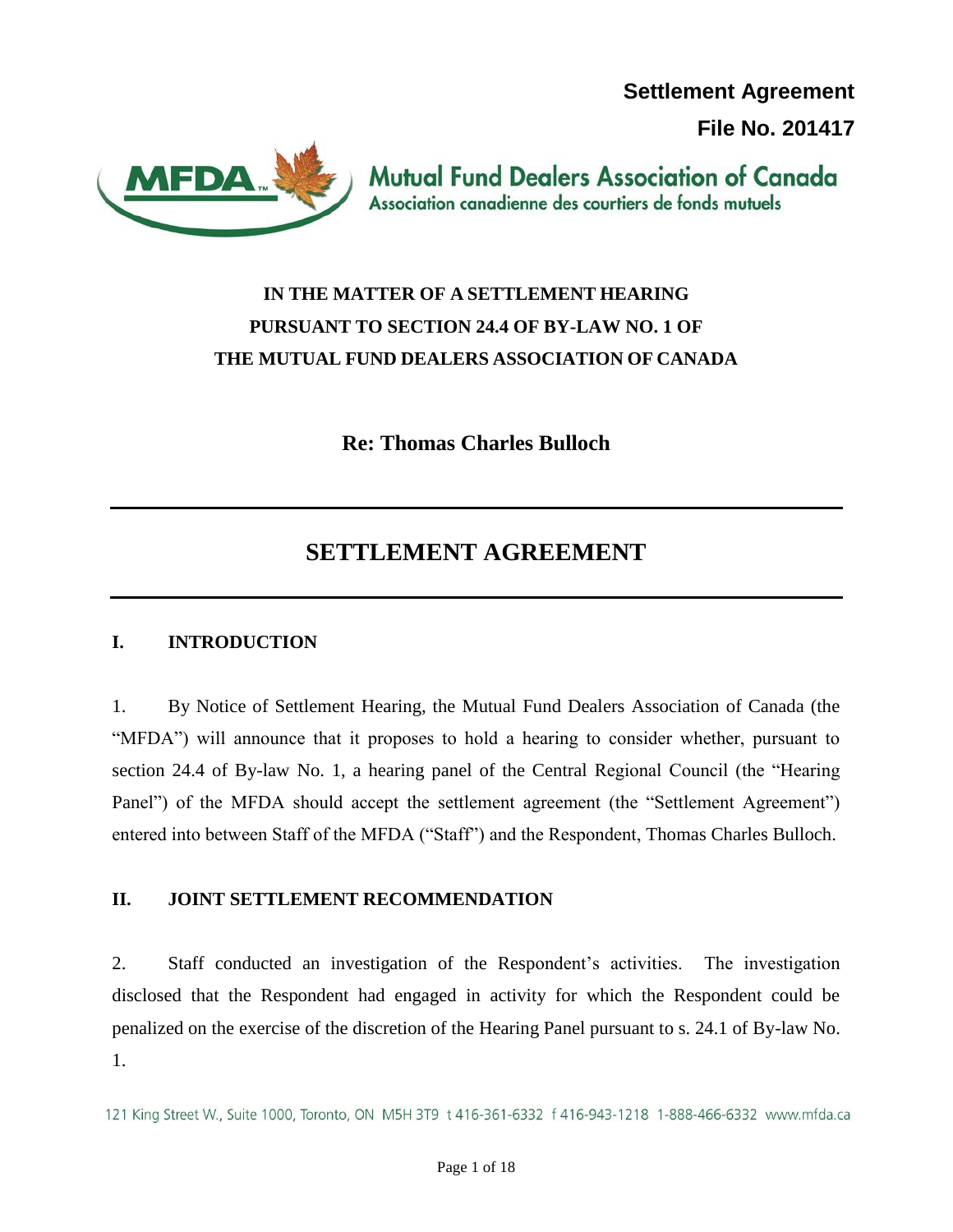**Settlement Agreement**

**File No. 201417**

Mutual Fund Dealers Association of Canada
Association canadienne des courtiers de fonds mutuels

**IN THE MATTER OF A SETTLEMENT HEARING PURSUANT TO SECTION 24.4 OF BY-LAW NO. 1 OF THE MUTUAL FUND DEALERS ASSOCIATION OF CANADA**

**Re: Thomas Charles Bulloch**

# SETTLEMENT AGREEMENT

## I. INTRODUCTION

1. By Notice of Settlement Hearing, the Mutual Fund Dealers Association of Canada (the "MFDA") will announce that it proposes to hold a hearing to consider whether, pursuant to section 24.4 of By-law No. 1, a hearing panel of the Central Regional Council (the "Hearing Panel") of the MFDA should accept the settlement agreement (the "Settlement Agreement") entered into between Staff of the MFDA ("Staff") and the Respondent, Thomas Charles Bulloch.

## II. JOINT SETTLEMENT RECOMMENDATION

2. Staff conducted an investigation of the Respondent's activities. The investigation disclosed that the Respondent had engaged in activity for which the Respondent could be penalized on the exercise of the discretion of the Hearing Panel pursuant to s. 24.1 of By-law No. 1.

121 King Street W., Suite 1000, Toronto, ON M5H 3T9 t 416-361-6332 f 416-943-1218 1-888-466-6332 www.mfda.ca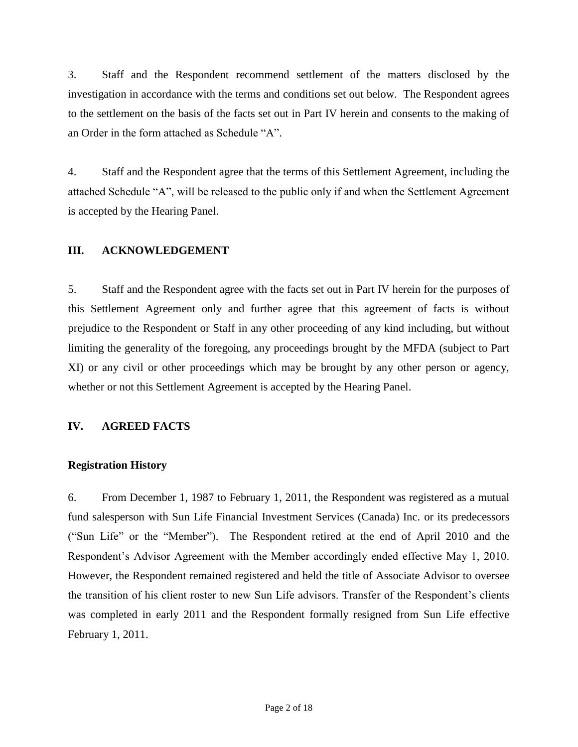3. Staff and the Respondent recommend settlement of the matters disclosed by the investigation in accordance with the terms and conditions set out below. The Respondent agrees to the settlement on the basis of the facts set out in Part IV herein and consents to the making of an Order in the form attached as Schedule "A".

4. Staff and the Respondent agree that the terms of this Settlement Agreement, including the attached Schedule "A", will be released to the public only if and when the Settlement Agreement is accepted by the Hearing Panel.

## III. ACKNOWLEDGEMENT

5. Staff and the Respondent agree with the facts set out in Part IV herein for the purposes of this Settlement Agreement only and further agree that this agreement of facts is without prejudice to the Respondent or Staff in any other proceeding of any kind including, but without limiting the generality of the foregoing, any proceedings brought by the MFDA (subject to Part XI) or any civil or other proceedings which may be brought by any other person or agency, whether or not this Settlement Agreement is accepted by the Hearing Panel.

## IV. AGREED FACTS

### Registration History

6. From December 1, 1987 to February 1, 2011, the Respondent was registered as a mutual fund salesperson with Sun Life Financial Investment Services (Canada) Inc. or its predecessors ("Sun Life" or the "Member"). The Respondent retired at the end of April 2010 and the Respondent's Advisor Agreement with the Member accordingly ended effective May 1, 2010. However, the Respondent remained registered and held the title of Associate Advisor to oversee the transition of his client roster to new Sun Life advisors. Transfer of the Respondent's clients was completed in early 2011 and the Respondent formally resigned from Sun Life effective February 1, 2011.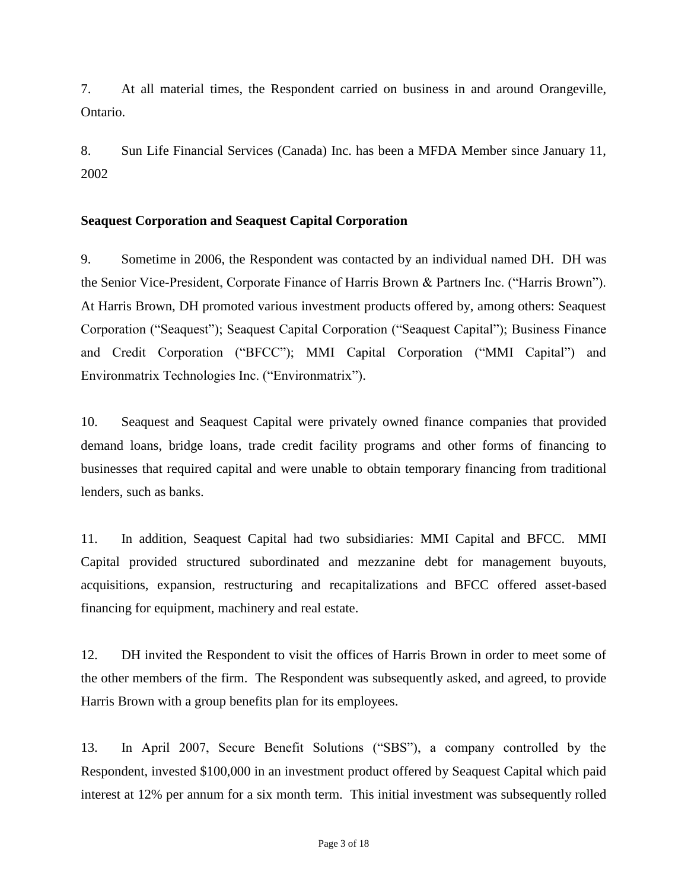7. At all material times, the Respondent carried on business in and around Orangeville, Ontario.

8. Sun Life Financial Services (Canada) Inc. has been a MFDA Member since January 11, 2002

**Seaquest Corporation and Seaquest Capital Corporation**

9. Sometime in 2006, the Respondent was contacted by an individual named DH. DH was the Senior Vice-President, Corporate Finance of Harris Brown & Partners Inc. ("Harris Brown"). At Harris Brown, DH promoted various investment products offered by, among others: Seaquest Corporation ("Seaquest"); Seaquest Capital Corporation ("Seaquest Capital"); Business Finance and Credit Corporation ("BFCC"); MMI Capital Corporation ("MMI Capital") and Environmatrix Technologies Inc. ("Environmatrix").

10. Seaquest and Seaquest Capital were privately owned finance companies that provided demand loans, bridge loans, trade credit facility programs and other forms of financing to businesses that required capital and were unable to obtain temporary financing from traditional lenders, such as banks.

11. In addition, Seaquest Capital had two subsidiaries: MMI Capital and BFCC. MMI Capital provided structured subordinated and mezzanine debt for management buyouts, acquisitions, expansion, restructuring and recapitalizations and BFCC offered asset-based financing for equipment, machinery and real estate.

12. DH invited the Respondent to visit the offices of Harris Brown in order to meet some of the other members of the firm. The Respondent was subsequently asked, and agreed, to provide Harris Brown with a group benefits plan for its employees.

13. In April 2007, Secure Benefit Solutions ("SBS"), a company controlled by the Respondent, invested $100,000 in an investment product offered by Seaquest Capital which paid interest at 12% per annum for a six month term. This initial investment was subsequently rolled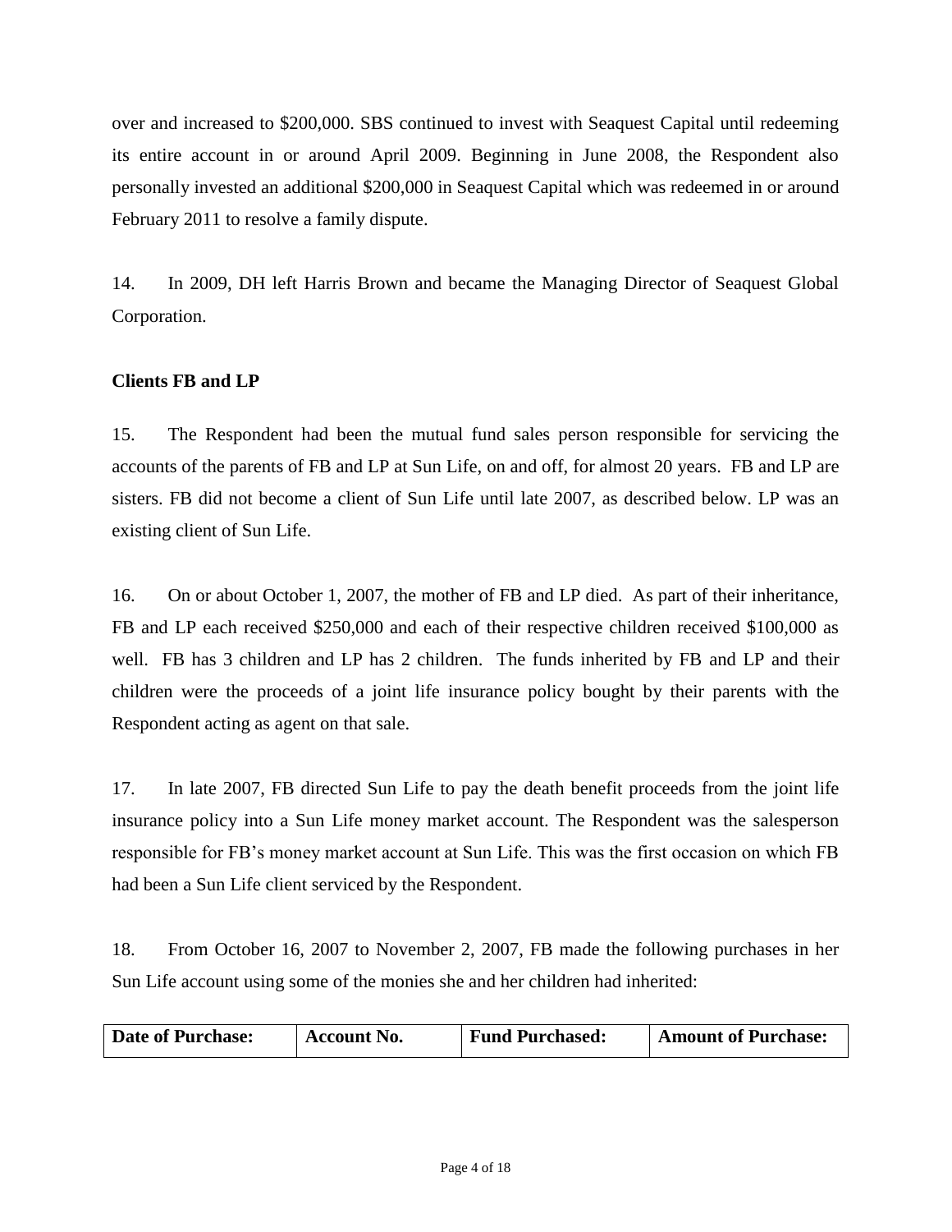over and increased to $200,000. SBS continued to invest with Seaquest Capital until redeeming its entire account in or around April 2009. Beginning in June 2008, the Respondent also personally invested an additional $200,000 in Seaquest Capital which was redeemed in or around February 2011 to resolve a family dispute.

14. In 2009, DH left Harris Brown and became the Managing Director of Seaquest Global Corporation.

**Clients FB and LP**

15. The Respondent had been the mutual fund sales person responsible for servicing the accounts of the parents of FB and LP at Sun Life, on and off, for almost 20 years. FB and LP are sisters. FB did not become a client of Sun Life until late 2007, as described below. LP was an existing client of Sun Life.

16. On or about October 1, 2007, the mother of FB and LP died. As part of their inheritance, FB and LP each received $250,000 and each of their respective children received $100,000 as well. FB has 3 children and LP has 2 children. The funds inherited by FB and LP and their children were the proceeds of a joint life insurance policy bought by their parents with the Respondent acting as agent on that sale.

17. In late 2007, FB directed Sun Life to pay the death benefit proceeds from the joint life insurance policy into a Sun Life money market account. The Respondent was the salesperson responsible for FB's money market account at Sun Life. This was the first occasion on which FB had been a Sun Life client serviced by the Respondent.

18. From October 16, 2007 to November 2, 2007, FB made the following purchases in her Sun Life account using some of the monies she and her children had inherited:

| Date of Purchase: | Account No. | Fund Purchased: | Amount of Purchase: |
| --- | --- | --- | --- |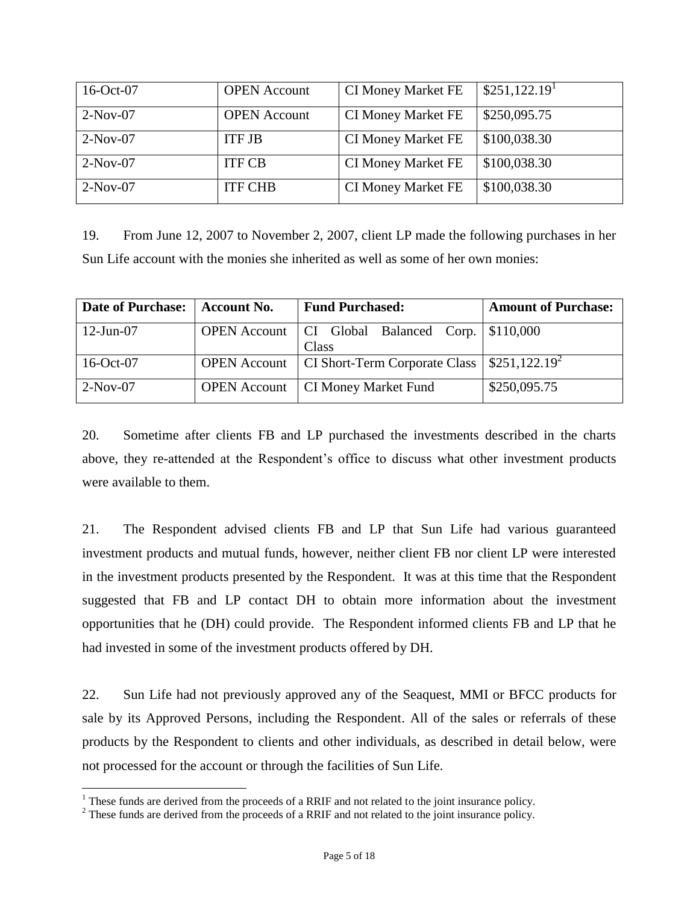| 16-Oct-07 | OPEN Account | CI Money Market FE | $251,122.19[1] |
|---|---|---|---|
| 2-Nov-07 | OPEN Account | CI Money Market FE | $250,095.75 |
| 2-Nov-07 | ITF JB | CI Money Market FE | $100,038.30 |
| 2-Nov-07 | ITF CB | CI Money Market FE | $100,038.30 |
| 2-Nov-07 | ITF CHB | CI Money Market FE | $100,038.30 |

19. From June 12, 2007 to November 2, 2007, client LP made the following purchases in her Sun Life account with the monies she inherited as well as some of her own monies:

| Date of Purchase: | Account No. | Fund Purchased: | Amount of Purchase: |
|---|---|---|---|
| 12-Jun-07 | OPEN Account | CI Global Balanced Corp. Class | $110,000 |
| 16-Oct-07 | OPEN Account | CI Short-Term Corporate Class | $251,122.19[2] |
| 2-Nov-07 | OPEN Account | CI Money Market Fund | $250,095.75 |

20. Sometime after clients FB and LP purchased the investments described in the charts above, they re-attended at the Respondent's office to discuss what other investment products were available to them.

21. The Respondent advised clients FB and LP that Sun Life had various guaranteed investment products and mutual funds, however, neither client FB nor client LP were interested in the investment products presented by the Respondent. It was at this time that the Respondent suggested that FB and LP contact DH to obtain more information about the investment opportunities that he (DH) could provide. The Respondent informed clients FB and LP that he had invested in some of the investment products offered by DH.

22. Sun Life had not previously approved any of the Seaquest, MMI or BFCC products for sale by its Approved Persons, including the Respondent. All of the sales or referrals of these products by the Respondent to clients and other individuals, as described in detail below, were not processed for the account or through the facilities of Sun Life.

[1] These funds are derived from the proceeds of a RRIF and not related to the joint insurance policy.

[2] These funds are derived from the proceeds of a RRIF and not related to the joint insurance policy.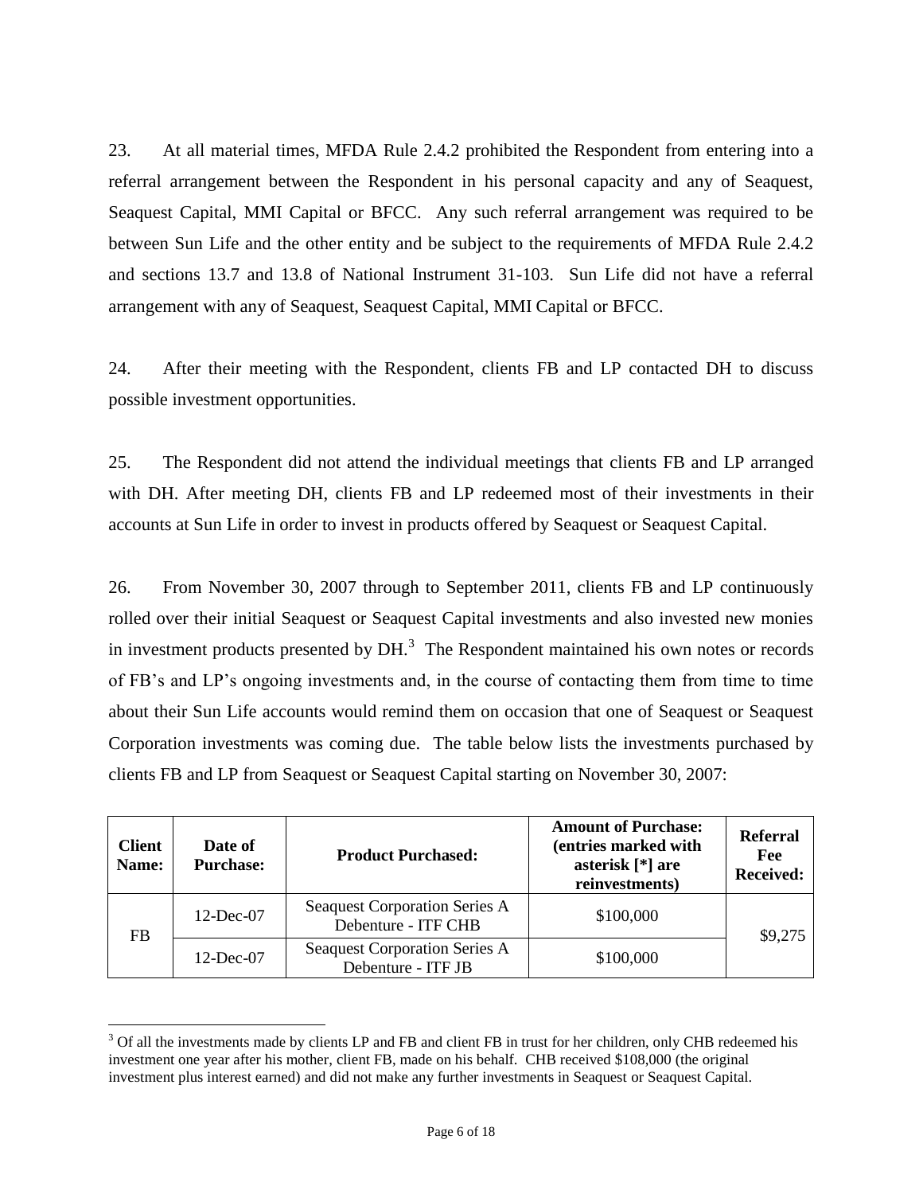23. At all material times, MFDA Rule 2.4.2 prohibited the Respondent from entering into a referral arrangement between the Respondent in his personal capacity and any of Seaquest, Seaquest Capital, MMI Capital or BFCC. Any such referral arrangement was required to be between Sun Life and the other entity and be subject to the requirements of MFDA Rule 2.4.2 and sections 13.7 and 13.8 of National Instrument 31-103. Sun Life did not have a referral arrangement with any of Seaquest, Seaquest Capital, MMI Capital or BFCC.

24. After their meeting with the Respondent, clients FB and LP contacted DH to discuss possible investment opportunities.

25. The Respondent did not attend the individual meetings that clients FB and LP arranged with DH. After meeting DH, clients FB and LP redeemed most of their investments in their accounts at Sun Life in order to invest in products offered by Seaquest or Seaquest Capital.

26. From November 30, 2007 through to September 2011, clients FB and LP continuously rolled over their initial Seaquest or Seaquest Capital investments and also invested new monies in investment products presented by DH.[3] The Respondent maintained his own notes or records of FB's and LP's ongoing investments and, in the course of contacting them from time to time about their Sun Life accounts would remind them on occasion that one of Seaquest or Seaquest Corporation investments was coming due. The table below lists the investments purchased by clients FB and LP from Seaquest or Seaquest Capital starting on November 30, 2007:

| Client Name: | Date of Purchase: | Product Purchased: | Amount of Purchase: (entries marked with asterisk [*] are reinvestments) | Referral Fee Received: |
|---|---|---|---|---|
| FB | 12-Dec-07 | Seaquest Corporation Series A Debenture - ITF CHB | $100,000 | $9,275 |
| | 12-Dec-07 | Seaquest Corporation Series A Debenture - ITF JB | $100,000 | |

[3] Of all the investments made by clients LP and FB and client FB in trust for her children, only CHB redeemed his investment one year after his mother, client FB, made on his behalf. CHB received $108,000 (the original investment plus interest earned) and did not make any further investments in Seaquest or Seaquest Capital.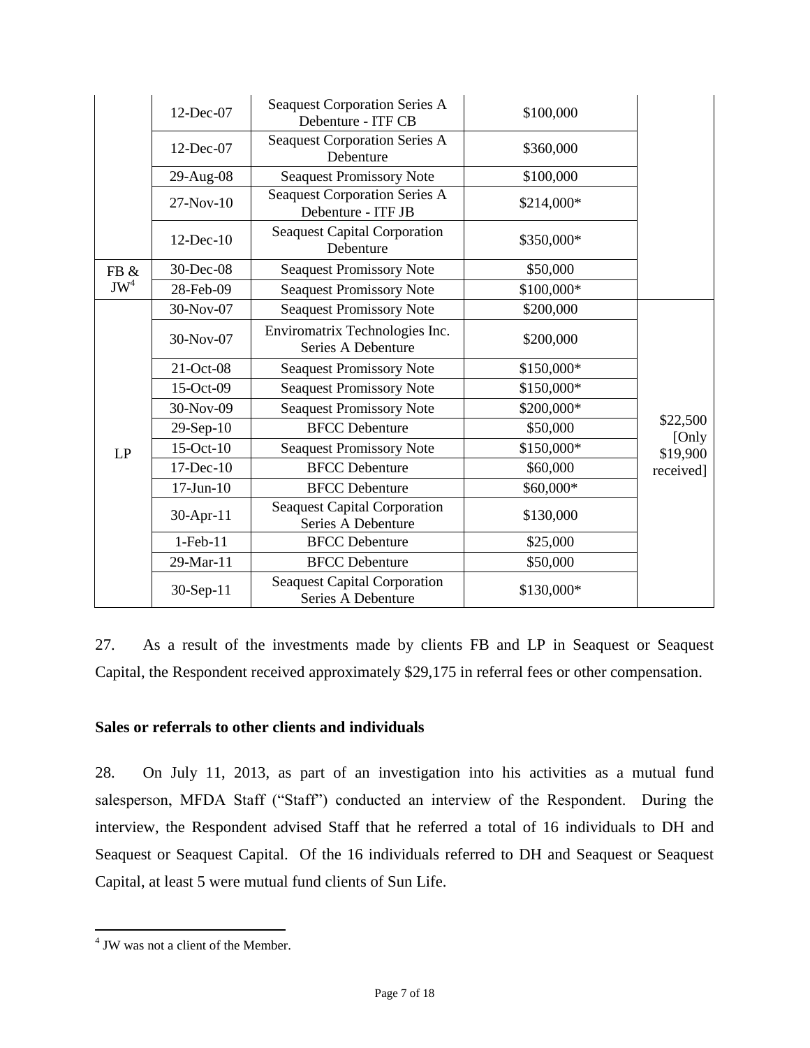| | | | | |
|---|---|---|---|---|
| | 12-Dec-07 | Seaquest Corporation Series A Debenture - ITF CB | $100,000 | |
| | 12-Dec-07 | Seaquest Corporation Series A Debenture | $360,000 | |
| | 29-Aug-08 | Seaquest Promissory Note | $100,000 | |
| | 27-Nov-10 | Seaquest Corporation Series A Debenture - ITF JB | $214,000* | |
| | 12-Dec-10 | Seaquest Capital Corporation Debenture | $350,000* | |
| FB & JW[4] | 30-Dec-08 | Seaquest Promissory Note | $50,000 | |
| | 28-Feb-09 | Seaquest Promissory Note | $100,000* | |
| LP | 30-Nov-07 | Seaquest Promissory Note | $200,000 | $22,500 [Only $19,900 received] |
| | 30-Nov-07 | Enviromatrix Technologies Inc. Series A Debenture | $200,000 | |
| | 21-Oct-08 | Seaquest Promissory Note | $150,000* | |
| | 15-Oct-09 | Seaquest Promissory Note | $150,000* | |
| | 30-Nov-09 | Seaquest Promissory Note | $200,000* | |
| | 29-Sep-10 | BFCC Debenture | $50,000 | |
| | 15-Oct-10 | Seaquest Promissory Note | $150,000* | |
| | 17-Dec-10 | BFCC Debenture | $60,000 | |
| | 17-Jun-10 | BFCC Debenture | $60,000* | |
| | 30-Apr-11 | Seaquest Capital Corporation Series A Debenture | $130,000 | |
| | 1-Feb-11 | BFCC Debenture | $25,000 | |
| | 29-Mar-11 | BFCC Debenture | $50,000 | |
| | 30-Sep-11 | Seaquest Capital Corporation Series A Debenture | $130,000* | |

27. As a result of the investments made by clients FB and LP in Seaquest or Seaquest Capital, the Respondent received approximately $29,175 in referral fees or other compensation.

**Sales or referrals to other clients and individuals**

28. On July 11, 2013, as part of an investigation into his activities as a mutual fund salesperson, MFDA Staff ("Staff") conducted an interview of the Respondent. During the interview, the Respondent advised Staff that he referred a total of 16 individuals to DH and Seaquest or Seaquest Capital. Of the 16 individuals referred to DH and Seaquest or Seaquest Capital, at least 5 were mutual fund clients of Sun Life.

[4] JW was not a client of the Member.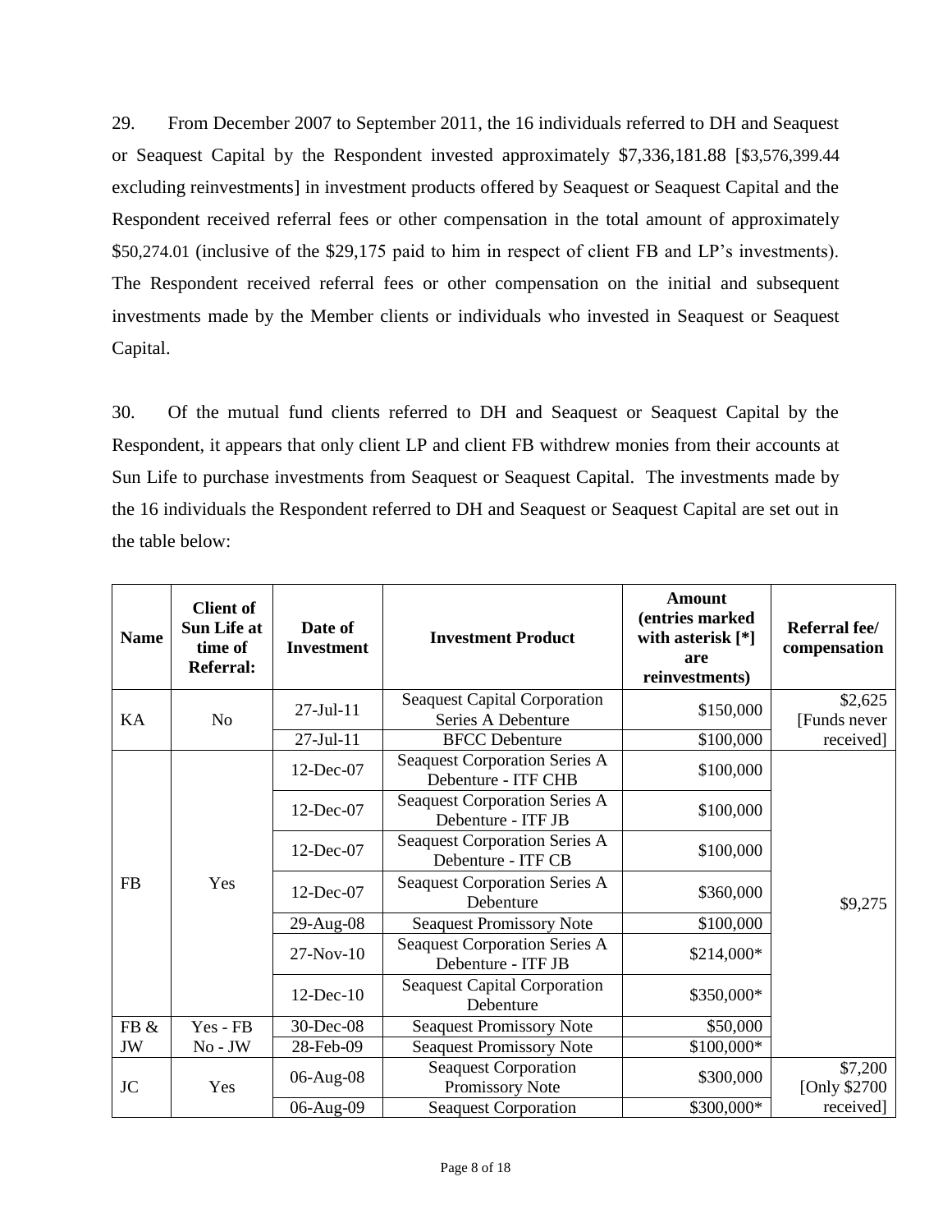29. From December 2007 to September 2011, the 16 individuals referred to DH and Seaquest or Seaquest Capital by the Respondent invested approximately $7,336,181.88 [$3,576,399.44 excluding reinvestments] in investment products offered by Seaquest or Seaquest Capital and the Respondent received referral fees or other compensation in the total amount of approximately $50,274.01 (inclusive of the $29,175 paid to him in respect of client FB and LP's investments). The Respondent received referral fees or other compensation on the initial and subsequent investments made by the Member clients or individuals who invested in Seaquest or Seaquest Capital.

30. Of the mutual fund clients referred to DH and Seaquest or Seaquest Capital by the Respondent, it appears that only client LP and client FB withdrew monies from their accounts at Sun Life to purchase investments from Seaquest or Seaquest Capital. The investments made by the 16 individuals the Respondent referred to DH and Seaquest or Seaquest Capital are set out in the table below:

| Name | Client of Sun Life at time of Referral: | Date of Investment | Investment Product | Amount (entries marked with asterisk [*] are reinvestments) | Referral fee/ compensation |
|---|---|---|---|---|---|
| KA | No | 27-Jul-11 | Seaquest Capital Corporation Series A Debenture | $150,000 | $2,625 [Funds never received] |
| | | 27-Jul-11 | BFCC Debenture | $100,000 | |
| FB | Yes | 12-Dec-07 | Seaquest Corporation Series A Debenture - ITF CHB | $100,000 | $9,275 |
| | | 12-Dec-07 | Seaquest Corporation Series A Debenture - ITF JB | $100,000 | |
| | | 12-Dec-07 | Seaquest Corporation Series A Debenture - ITF CB | $100,000 | |
| | | 12-Dec-07 | Seaquest Corporation Series A Debenture | $360,000 | |
| | | 29-Aug-08 | Seaquest Promissory Note | $100,000 | |
| | | 27-Nov-10 | Seaquest Corporation Series A Debenture - ITF JB | $214,000* | |
| | | 12-Dec-10 | Seaquest Capital Corporation Debenture | $350,000* | |
| FB & JW | Yes - FB No - JW | 30-Dec-08 | Seaquest Promissory Note | $50,000 | |
| | | 28-Feb-09 | Seaquest Promissory Note | $100,000* | |
| JC | Yes | 06-Aug-08 | Seaquest Corporation Promissory Note | $300,000 | $7,200 [Only $2700 received] |
| | | 06-Aug-09 | Seaquest Corporation | $300,000* | |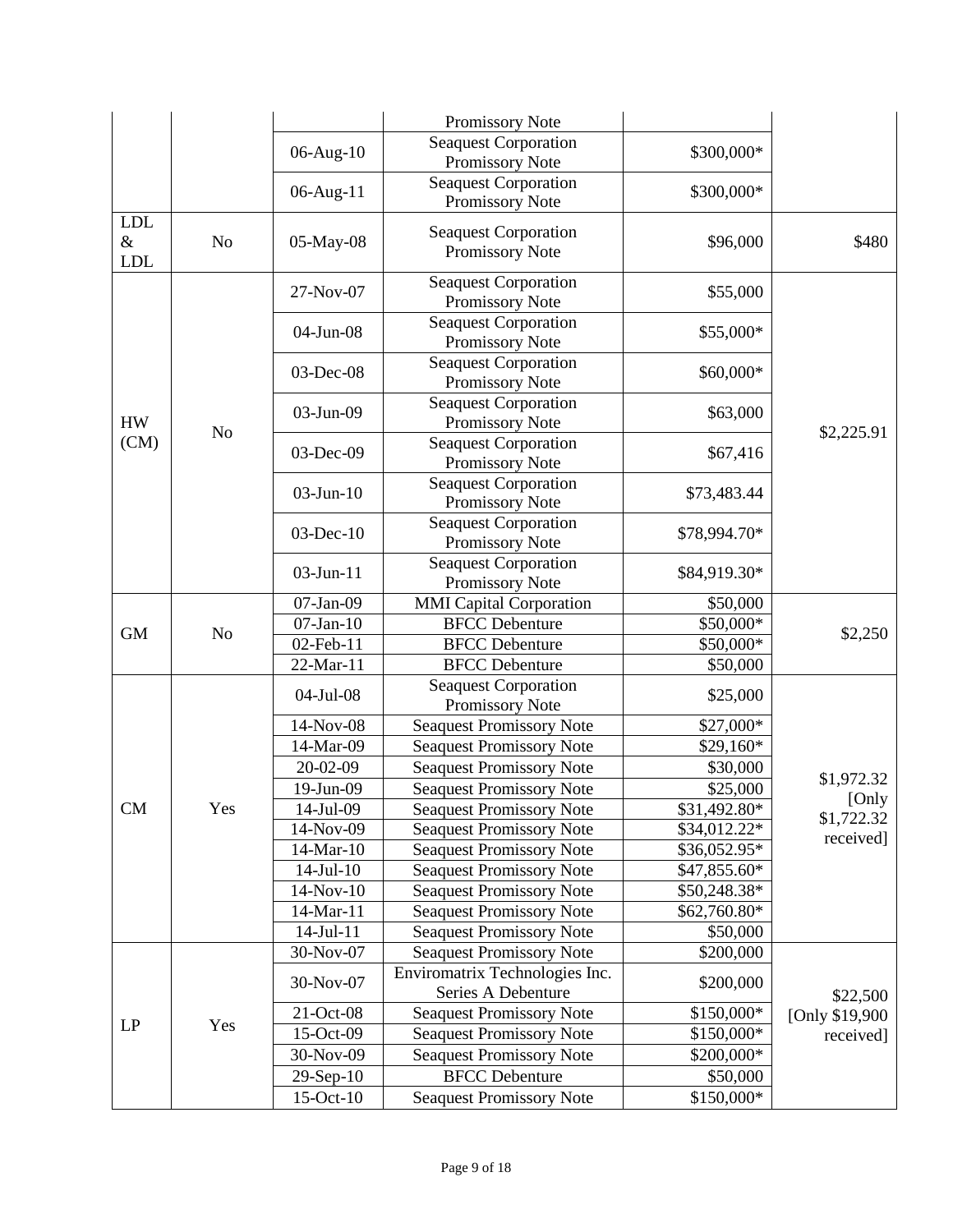| | | | Promissory Note | | |
|---|---|---|---|---|---|
| | | 06-Aug-10 | Seaquest Corporation Promissory Note | $300,000* | |
| | | 06-Aug-11 | Seaquest Corporation Promissory Note | $300,000* | |
| LDL & LDL | No | 05-May-08 | Seaquest Corporation Promissory Note | $96,000 | $480 |
| HW (CM) | No | 27-Nov-07 | Seaquest Corporation Promissory Note | $55,000 | $2,225.91 |
| | | 04-Jun-08 | Seaquest Corporation Promissory Note | $55,000* | |
| | | 03-Dec-08 | Seaquest Corporation Promissory Note | $60,000* | |
| | | 03-Jun-09 | Seaquest Corporation Promissory Note | $63,000 | |
| | | 03-Dec-09 | Seaquest Corporation Promissory Note | $67,416 | |
| | | 03-Jun-10 | Seaquest Corporation Promissory Note | $73,483.44 | |
| | | 03-Dec-10 | Seaquest Corporation Promissory Note | $78,994.70* | |
| | | 03-Jun-11 | Seaquest Corporation Promissory Note | $84,919.30* | |
| GM | No | 07-Jan-09 | MMI Capital Corporation | $50,000 | $2,250 |
| | | 07-Jan-10 | BFCC Debenture | $50,000* | |
| | | 02-Feb-11 | BFCC Debenture | $50,000* | |
| | | 22-Mar-11 | BFCC Debenture | $50,000 | |
| CM | Yes | 04-Jul-08 | Seaquest Corporation Promissory Note | $25,000 | $1,972.32 [Only $1,722.32 received] |
| | | 14-Nov-08 | Seaquest Promissory Note | $27,000* | |
| | | 14-Mar-09 | Seaquest Promissory Note | $29,160* | |
| | | 20-02-09 | Seaquest Promissory Note | $30,000 | |
| | | 19-Jun-09 | Seaquest Promissory Note | $25,000 | |
| | | 14-Jul-09 | Seaquest Promissory Note | $31,492.80* | |
| | | 14-Nov-09 | Seaquest Promissory Note | $34,012.22* | |
| | | 14-Mar-10 | Seaquest Promissory Note | $36,052.95* | |
| | | 14-Jul-10 | Seaquest Promissory Note | $47,855.60* | |
| | | 14-Nov-10 | Seaquest Promissory Note | $50,248.38* | |
| | | 14-Mar-11 | Seaquest Promissory Note | $62,760.80* | |
| | | 14-Jul-11 | Seaquest Promissory Note | $50,000 | |
| LP | Yes | 30-Nov-07 | Seaquest Promissory Note | $200,000 | $22,500 [Only $19,900 received] |
| | | 30-Nov-07 | Enviromatrix Technologies Inc. Series A Debenture | $200,000 | |
| | | 21-Oct-08 | Seaquest Promissory Note | $150,000* | |
| | | 15-Oct-09 | Seaquest Promissory Note | $150,000* | |
| | | 30-Nov-09 | Seaquest Promissory Note | $200,000* | |
| | | 29-Sep-10 | BFCC Debenture | $50,000 | |
| | | 15-Oct-10 | Seaquest Promissory Note | $150,000* | |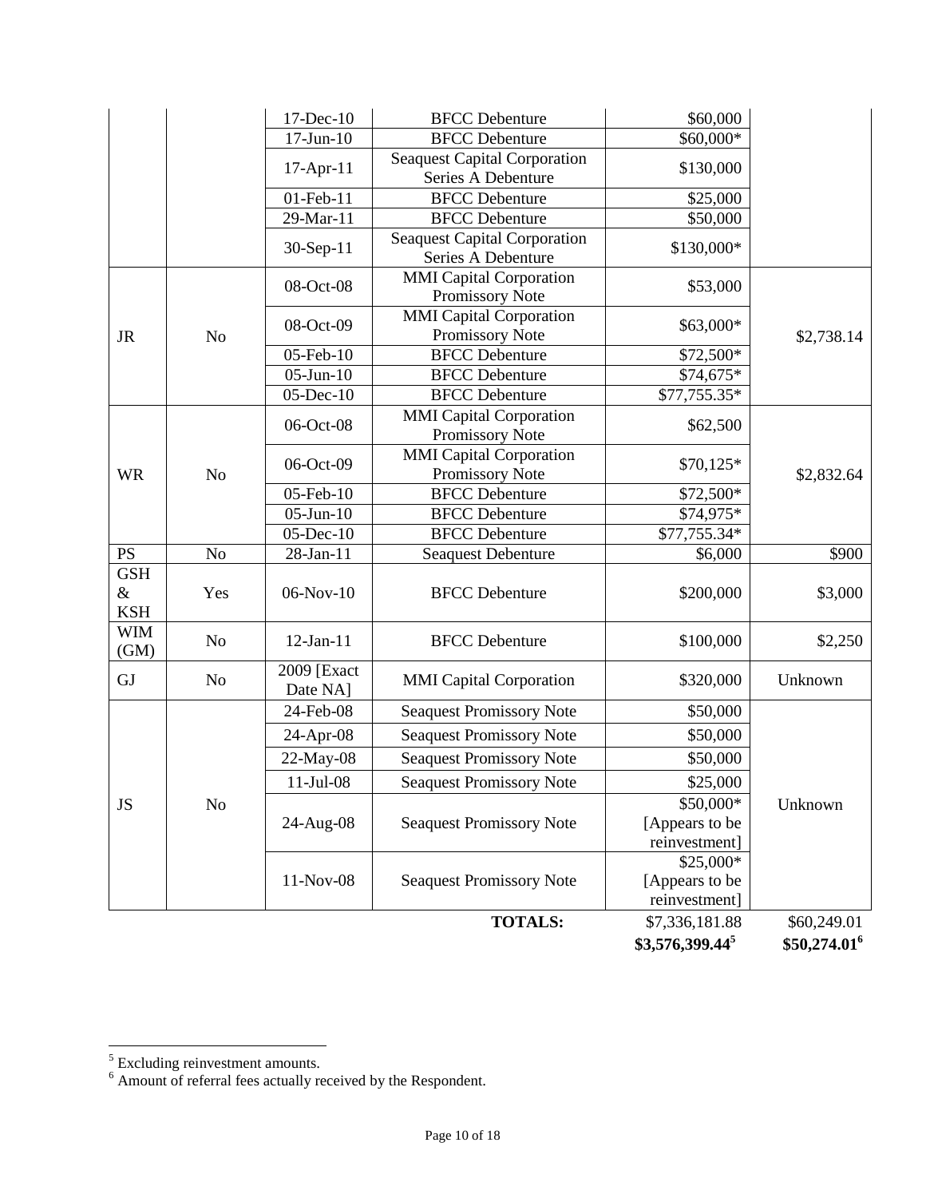| | | | | | |
|---|---|---|---|---|---|
| | | 17-Dec-10 | BFCC Debenture | $60,000 | |
| | | 17-Jun-10 | BFCC Debenture | $60,000* | |
| | | 17-Apr-11 | Seaquest Capital Corporation Series A Debenture | $130,000 | |
| | | 01-Feb-11 | BFCC Debenture | $25,000 | |
| | | 29-Mar-11 | BFCC Debenture | $50,000 | |
| | | 30-Sep-11 | Seaquest Capital Corporation Series A Debenture | $130,000* | |
| JR | No | 08-Oct-08 | MMI Capital Corporation Promissory Note | $53,000 | $2,738.14 |
| | | 08-Oct-09 | MMI Capital Corporation Promissory Note | $63,000* | |
| | | 05-Feb-10 | BFCC Debenture | $72,500* | |
| | | 05-Jun-10 | BFCC Debenture | $74,675* | |
| | | 05-Dec-10 | BFCC Debenture | $77,755.35* | |
| WR | No | 06-Oct-08 | MMI Capital Corporation Promissory Note | $62,500 | $2,832.64 |
| | | 06-Oct-09 | MMI Capital Corporation Promissory Note | $70,125* | |
| | | 05-Feb-10 | BFCC Debenture | $72,500* | |
| | | 05-Jun-10 | BFCC Debenture | $74,975* | |
| | | 05-Dec-10 | BFCC Debenture | $77,755.34* | |
| PS | No | 28-Jan-11 | Seaquest Debenture | $6,000 | $900 |
| GSH & KSH | Yes | 06-Nov-10 | BFCC Debenture | $200,000 | $3,000 |
| WIM (GM) | No | 12-Jan-11 | BFCC Debenture | $100,000 | $2,250 |
| GJ | No | 2009 [Exact Date NA] | MMI Capital Corporation | $320,000 | Unknown |
| JS | No | 24-Feb-08 | Seaquest Promissory Note | $50,000 | Unknown |
| | | 24-Apr-08 | Seaquest Promissory Note | $50,000 | |
| | | 22-May-08 | Seaquest Promissory Note | $50,000 | |
| | | 11-Jul-08 | Seaquest Promissory Note | $25,000 | |
| | | 24-Aug-08 | Seaquest Promissory Note | $50,000* [Appears to be reinvestment] | |
| | | 11-Nov-08 | Seaquest Promissory Note | $25,000* [Appears to be reinvestment] | |
| | | | **TOTALS:** | $7,336,181.88 | $60,249.01 |
| | | | | **$3,576,399.44**[5] | **$50,274.01**[6] |

[5] Excluding reinvestment amounts.

[6] Amount of referral fees actually received by the Respondent.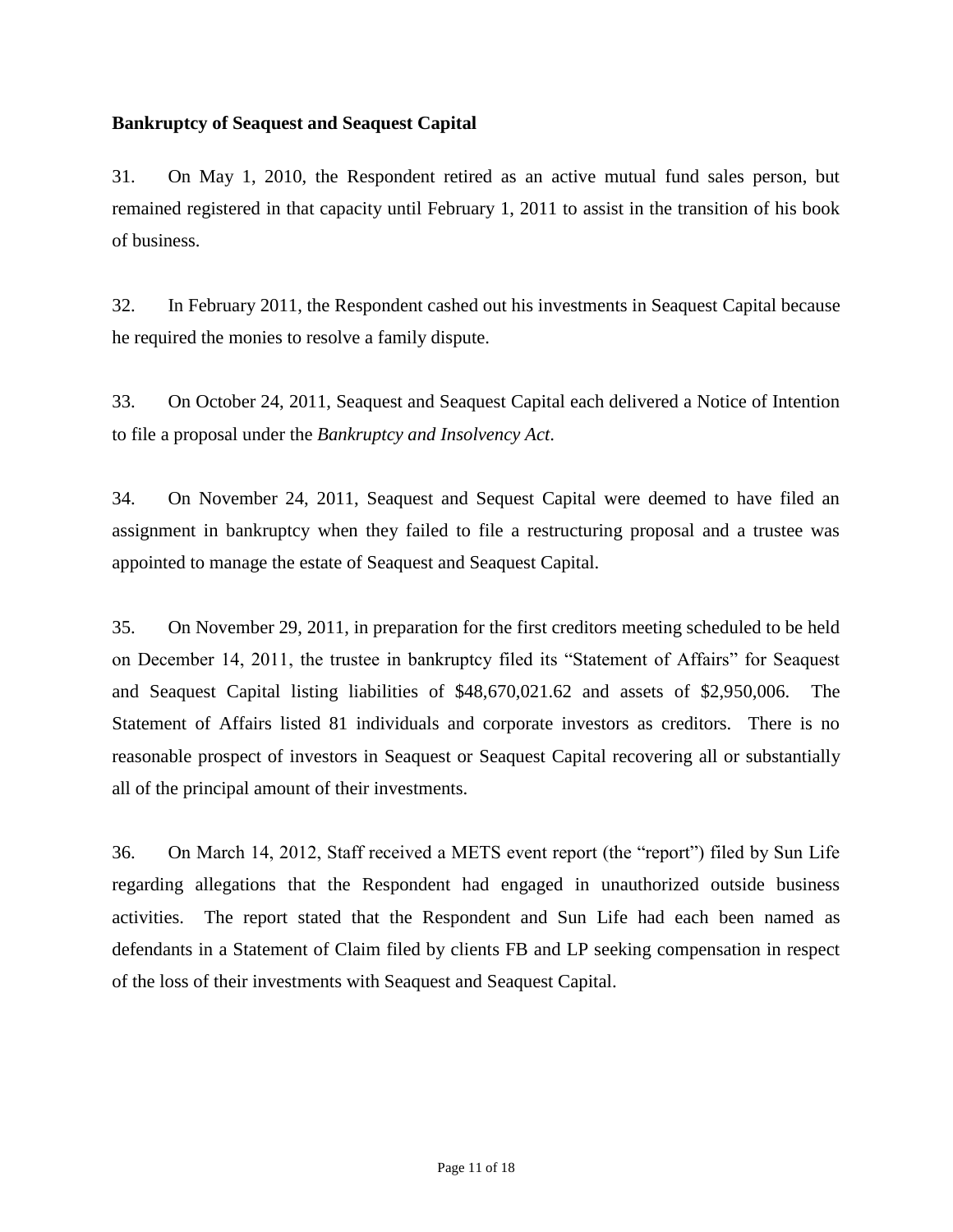**Bankruptcy of Seaquest and Seaquest Capital**

31. On May 1, 2010, the Respondent retired as an active mutual fund sales person, but remained registered in that capacity until February 1, 2011 to assist in the transition of his book of business.

32. In February 2011, the Respondent cashed out his investments in Seaquest Capital because he required the monies to resolve a family dispute.

33. On October 24, 2011, Seaquest and Seaquest Capital each delivered a Notice of Intention to file a proposal under the *Bankruptcy and Insolvency Act*.

34. On November 24, 2011, Seaquest and Sequest Capital were deemed to have filed an assignment in bankruptcy when they failed to file a restructuring proposal and a trustee was appointed to manage the estate of Seaquest and Seaquest Capital.

35. On November 29, 2011, in preparation for the first creditors meeting scheduled to be held on December 14, 2011, the trustee in bankruptcy filed its "Statement of Affairs" for Seaquest and Seaquest Capital listing liabilities of $48,670,021.62 and assets of $2,950,006. The Statement of Affairs listed 81 individuals and corporate investors as creditors. There is no reasonable prospect of investors in Seaquest or Seaquest Capital recovering all or substantially all of the principal amount of their investments.

36. On March 14, 2012, Staff received a METS event report (the "report") filed by Sun Life regarding allegations that the Respondent had engaged in unauthorized outside business activities. The report stated that the Respondent and Sun Life had each been named as defendants in a Statement of Claim filed by clients FB and LP seeking compensation in respect of the loss of their investments with Seaquest and Seaquest Capital.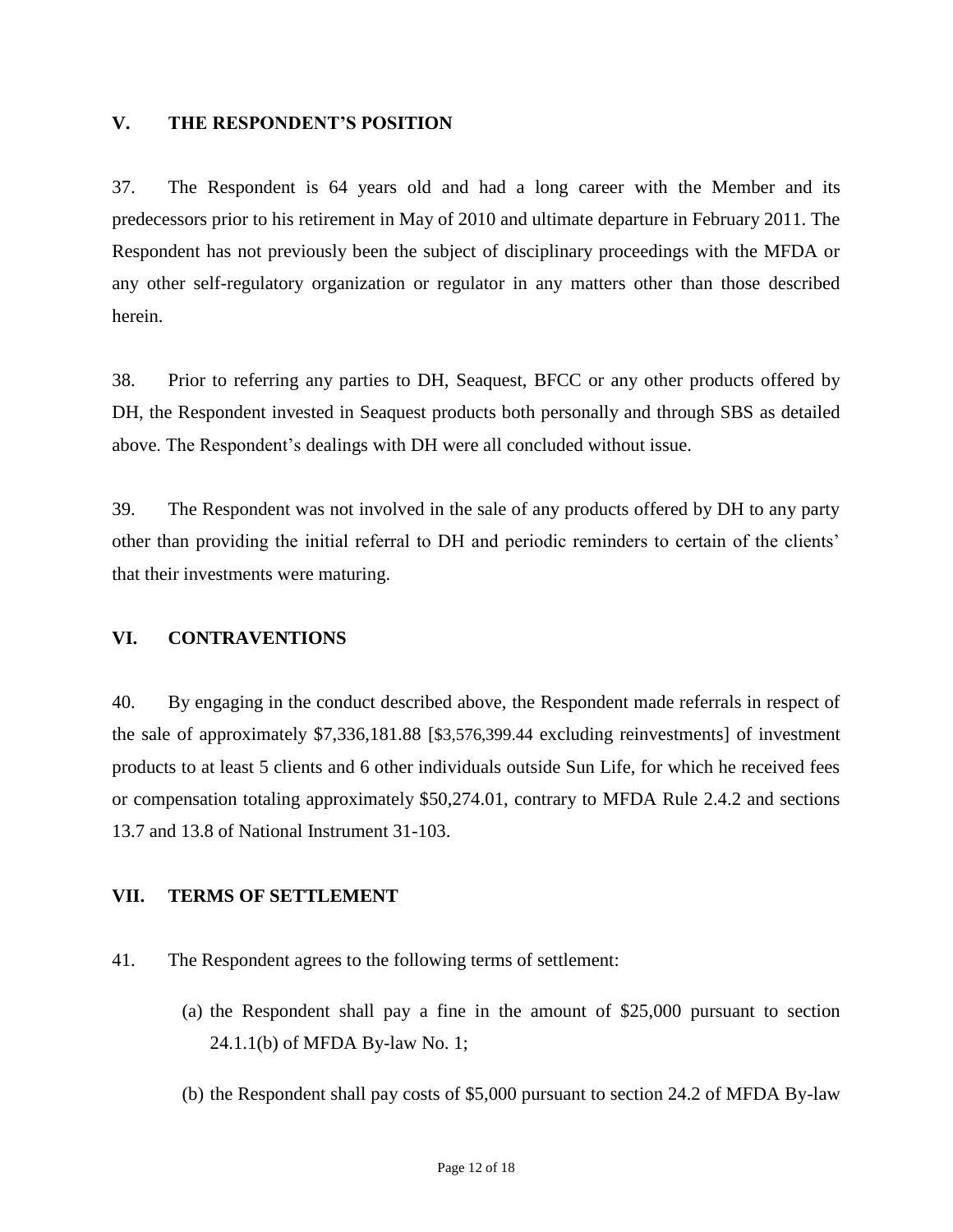## V. THE RESPONDENT'S POSITION

37. The Respondent is 64 years old and had a long career with the Member and its predecessors prior to his retirement in May of 2010 and ultimate departure in February 2011. The Respondent has not previously been the subject of disciplinary proceedings with the MFDA or any other self-regulatory organization or regulator in any matters other than those described herein.

38. Prior to referring any parties to DH, Seaquest, BFCC or any other products offered by DH, the Respondent invested in Seaquest products both personally and through SBS as detailed above. The Respondent's dealings with DH were all concluded without issue.

39. The Respondent was not involved in the sale of any products offered by DH to any party other than providing the initial referral to DH and periodic reminders to certain of the clients' that their investments were maturing.

## VI. CONTRAVENTIONS

40. By engaging in the conduct described above, the Respondent made referrals in respect of the sale of approximately $7,336,181.88 [$3,576,399.44 excluding reinvestments] of investment products to at least 5 clients and 6 other individuals outside Sun Life, for which he received fees or compensation totaling approximately $50,274.01, contrary to MFDA Rule 2.4.2 and sections 13.7 and 13.8 of National Instrument 31-103.

## VII. TERMS OF SETTLEMENT

41. The Respondent agrees to the following terms of settlement:

(a) the Respondent shall pay a fine in the amount of $25,000 pursuant to section 24.1.1(b) of MFDA By-law No. 1;

(b) the Respondent shall pay costs of $5,000 pursuant to section 24.2 of MFDA By-law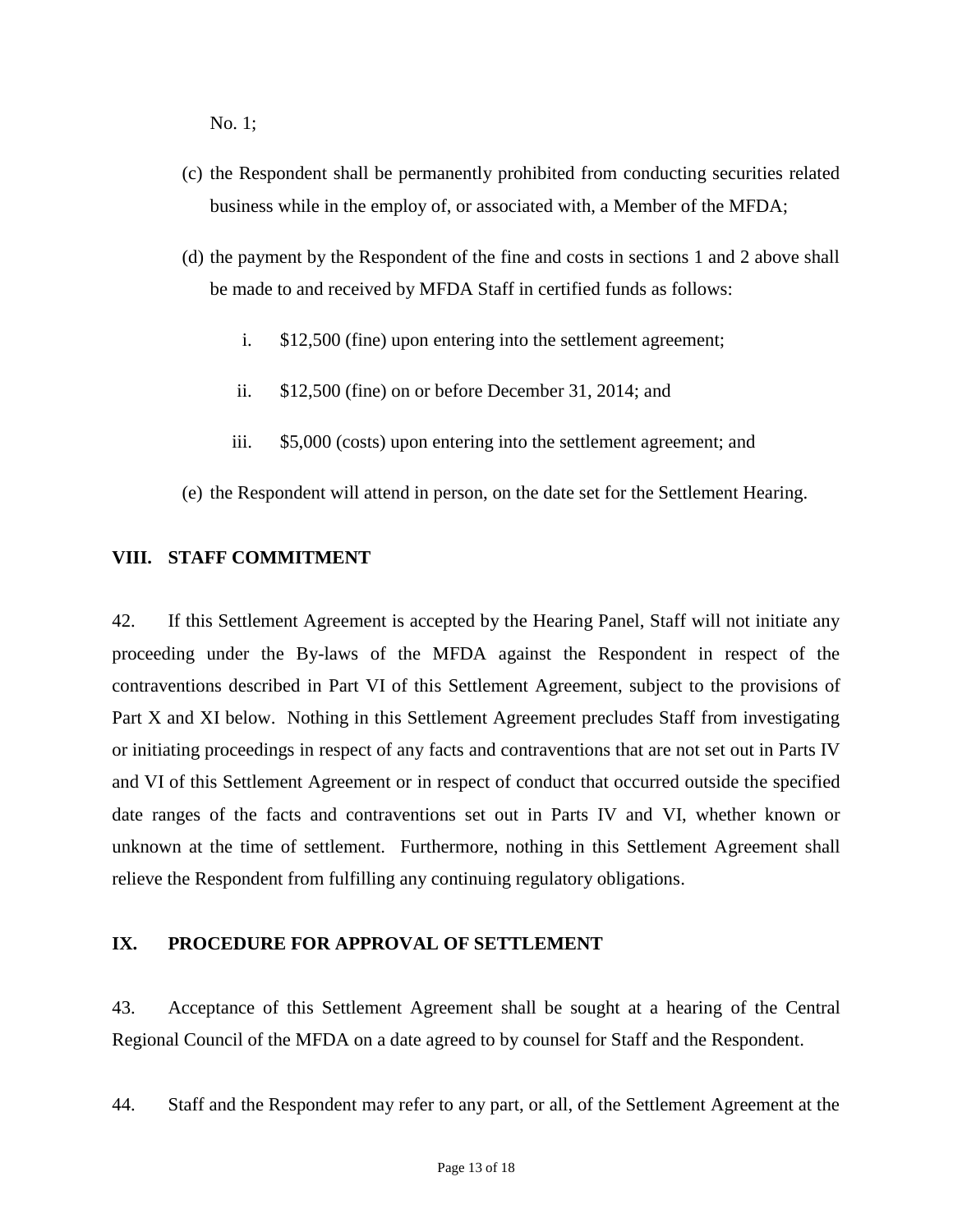No. 1;

(c) the Respondent shall be permanently prohibited from conducting securities related business while in the employ of, or associated with, a Member of the MFDA;

(d) the payment by the Respondent of the fine and costs in sections 1 and 2 above shall be made to and received by MFDA Staff in certified funds as follows:

   i. $12,500 (fine) upon entering into the settlement agreement;

   ii. $12,500 (fine) on or before December 31, 2014; and

   iii. $5,000 (costs) upon entering into the settlement agreement; and

(e) the Respondent will attend in person, on the date set for the Settlement Hearing.

## VIII. STAFF COMMITMENT

42. If this Settlement Agreement is accepted by the Hearing Panel, Staff will not initiate any proceeding under the By-laws of the MFDA against the Respondent in respect of the contraventions described in Part VI of this Settlement Agreement, subject to the provisions of Part X and XI below. Nothing in this Settlement Agreement precludes Staff from investigating or initiating proceedings in respect of any facts and contraventions that are not set out in Parts IV and VI of this Settlement Agreement or in respect of conduct that occurred outside the specified date ranges of the facts and contraventions set out in Parts IV and VI, whether known or unknown at the time of settlement. Furthermore, nothing in this Settlement Agreement shall relieve the Respondent from fulfilling any continuing regulatory obligations.

## IX. PROCEDURE FOR APPROVAL OF SETTLEMENT

43. Acceptance of this Settlement Agreement shall be sought at a hearing of the Central Regional Council of the MFDA on a date agreed to by counsel for Staff and the Respondent.

44. Staff and the Respondent may refer to any part, or all, of the Settlement Agreement at the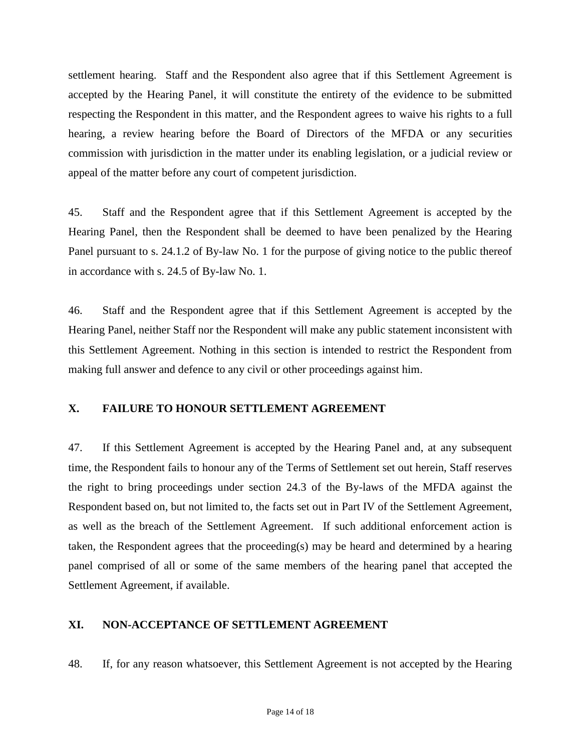settlement hearing. Staff and the Respondent also agree that if this Settlement Agreement is accepted by the Hearing Panel, it will constitute the entirety of the evidence to be submitted respecting the Respondent in this matter, and the Respondent agrees to waive his rights to a full hearing, a review hearing before the Board of Directors of the MFDA or any securities commission with jurisdiction in the matter under its enabling legislation, or a judicial review or appeal of the matter before any court of competent jurisdiction.

45. Staff and the Respondent agree that if this Settlement Agreement is accepted by the Hearing Panel, then the Respondent shall be deemed to have been penalized by the Hearing Panel pursuant to s. 24.1.2 of By-law No. 1 for the purpose of giving notice to the public thereof in accordance with s. 24.5 of By-law No. 1.

46. Staff and the Respondent agree that if this Settlement Agreement is accepted by the Hearing Panel, neither Staff nor the Respondent will make any public statement inconsistent with this Settlement Agreement. Nothing in this section is intended to restrict the Respondent from making full answer and defence to any civil or other proceedings against him.

## X. FAILURE TO HONOUR SETTLEMENT AGREEMENT

47. If this Settlement Agreement is accepted by the Hearing Panel and, at any subsequent time, the Respondent fails to honour any of the Terms of Settlement set out herein, Staff reserves the right to bring proceedings under section 24.3 of the By-laws of the MFDA against the Respondent based on, but not limited to, the facts set out in Part IV of the Settlement Agreement, as well as the breach of the Settlement Agreement. If such additional enforcement action is taken, the Respondent agrees that the proceeding(s) may be heard and determined by a hearing panel comprised of all or some of the same members of the hearing panel that accepted the Settlement Agreement, if available.

## XI. NON-ACCEPTANCE OF SETTLEMENT AGREEMENT

48. If, for any reason whatsoever, this Settlement Agreement is not accepted by the Hearing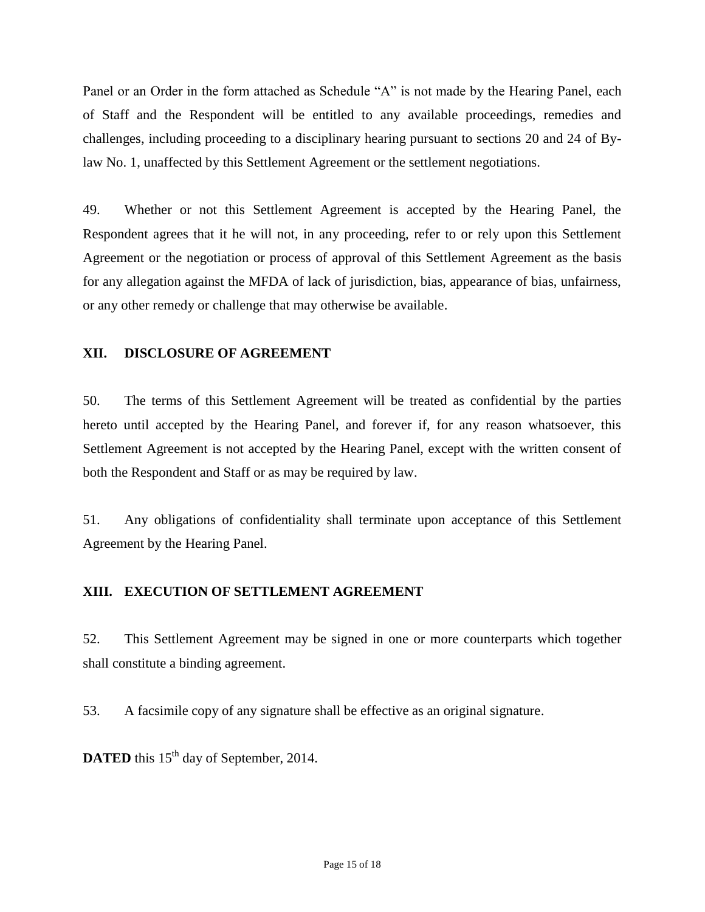Panel or an Order in the form attached as Schedule "A" is not made by the Hearing Panel, each of Staff and the Respondent will be entitled to any available proceedings, remedies and challenges, including proceeding to a disciplinary hearing pursuant to sections 20 and 24 of By-law No. 1, unaffected by this Settlement Agreement or the settlement negotiations.

49. Whether or not this Settlement Agreement is accepted by the Hearing Panel, the Respondent agrees that it he will not, in any proceeding, refer to or rely upon this Settlement Agreement or the negotiation or process of approval of this Settlement Agreement as the basis for any allegation against the MFDA of lack of jurisdiction, bias, appearance of bias, unfairness, or any other remedy or challenge that may otherwise be available.

## XII. DISCLOSURE OF AGREEMENT

50. The terms of this Settlement Agreement will be treated as confidential by the parties hereto until accepted by the Hearing Panel, and forever if, for any reason whatsoever, this Settlement Agreement is not accepted by the Hearing Panel, except with the written consent of both the Respondent and Staff or as may be required by law.

51. Any obligations of confidentiality shall terminate upon acceptance of this Settlement Agreement by the Hearing Panel.

## XIII. EXECUTION OF SETTLEMENT AGREEMENT

52. This Settlement Agreement may be signed in one or more counterparts which together shall constitute a binding agreement.

53. A facsimile copy of any signature shall be effective as an original signature.

**DATED** this 15th day of September, 2014.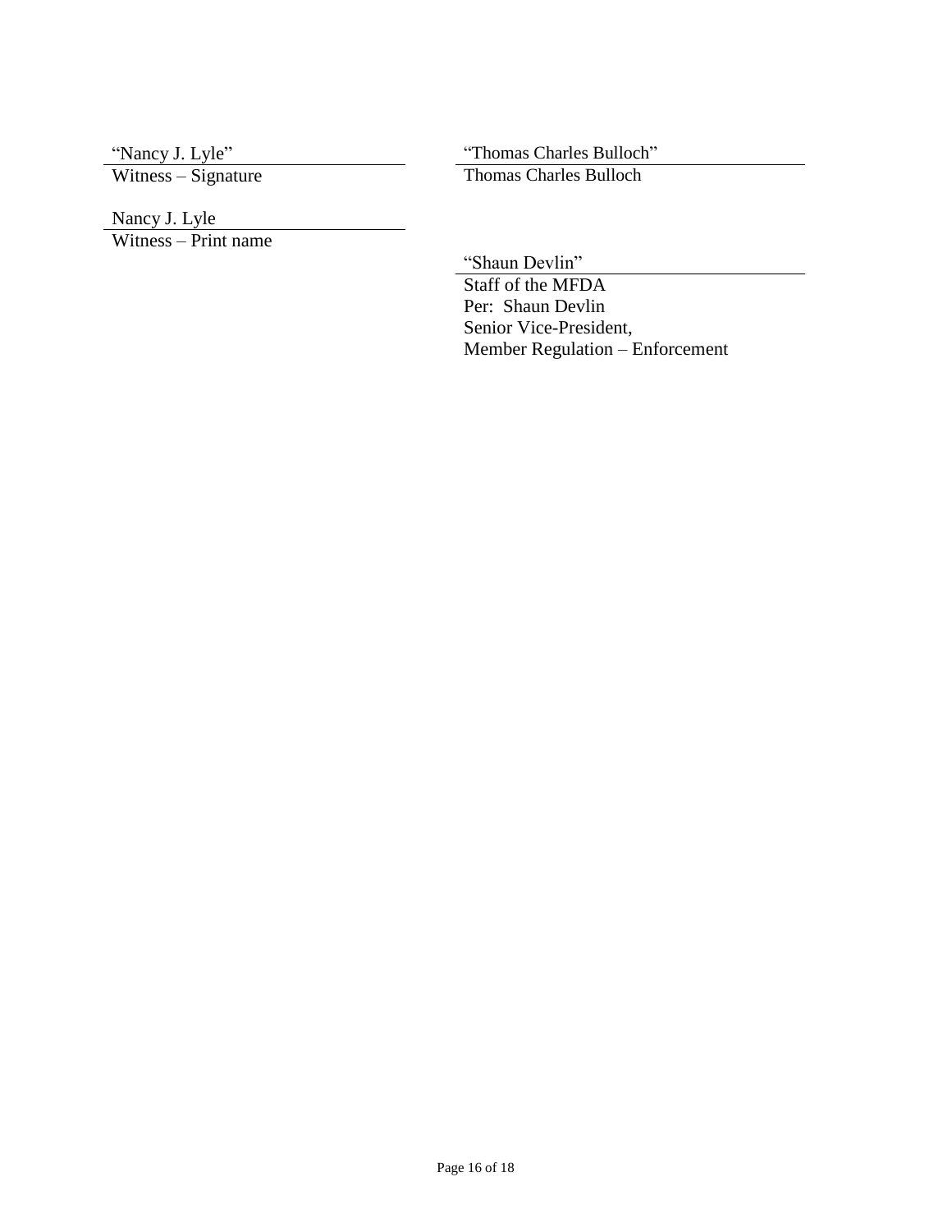"Nancy J. Lyle"
Witness – Signature

Nancy J. Lyle
Witness – Print name

"Thomas Charles Bulloch"
Thomas Charles Bulloch

"Shaun Devlin"
Staff of the MFDA
Per: Shaun Devlin
Senior Vice-President,
Member Regulation – Enforcement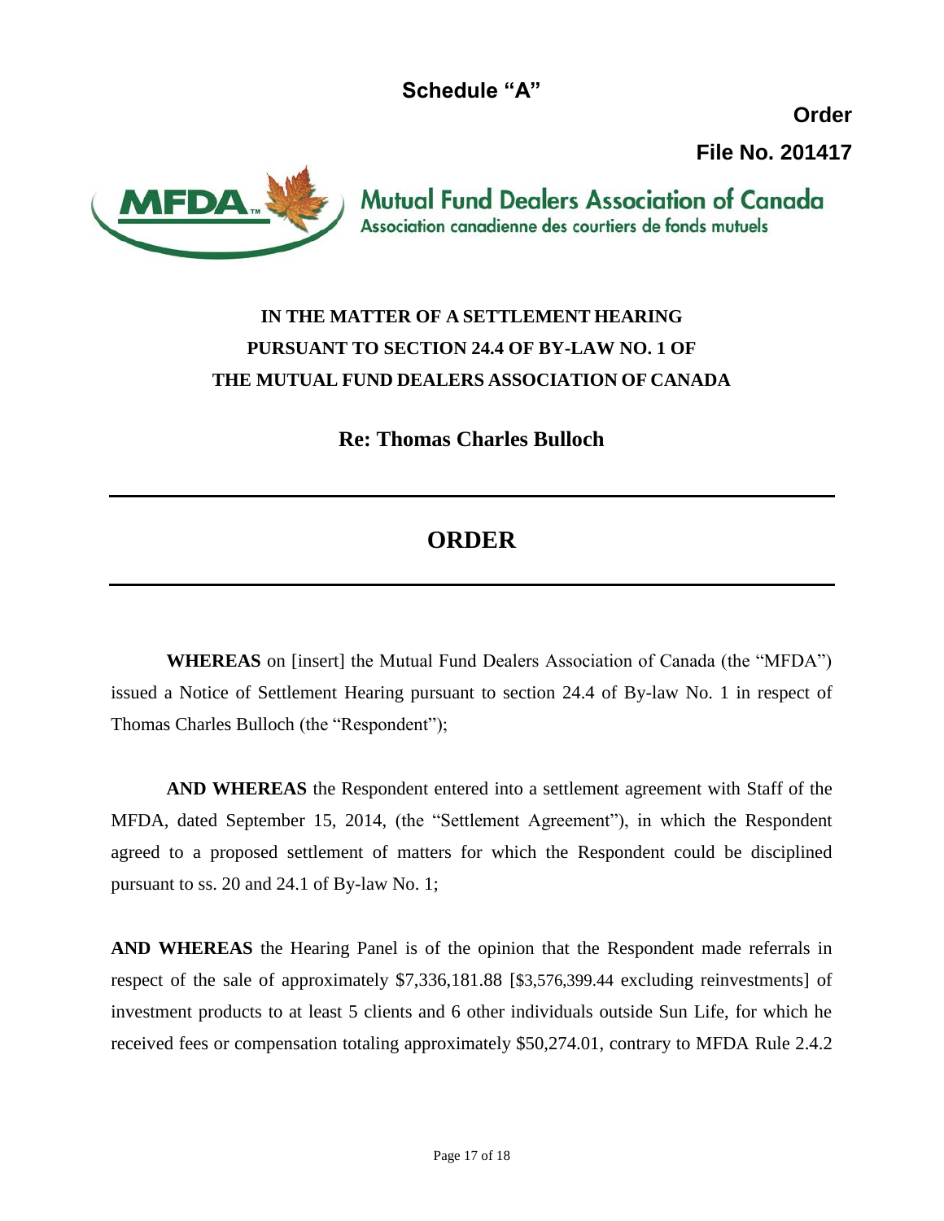# Schedule "A"

**Order**

**File No. 201417**

**Mutual Fund Dealers Association of Canada**
Association canadienne des courtiers de fonds mutuels

**IN THE MATTER OF A SETTLEMENT HEARING PURSUANT TO SECTION 24.4 OF BY-LAW NO. 1 OF THE MUTUAL FUND DEALERS ASSOCIATION OF CANADA**

**Re: Thomas Charles Bulloch**

---

## ORDER

---

**WHEREAS** on [insert] the Mutual Fund Dealers Association of Canada (the "MFDA") issued a Notice of Settlement Hearing pursuant to section 24.4 of By-law No. 1 in respect of Thomas Charles Bulloch (the "Respondent");

**AND WHEREAS** the Respondent entered into a settlement agreement with Staff of the MFDA, dated September 15, 2014, (the "Settlement Agreement"), in which the Respondent agreed to a proposed settlement of matters for which the Respondent could be disciplined pursuant to ss. 20 and 24.1 of By-law No. 1;

**AND WHEREAS** the Hearing Panel is of the opinion that the Respondent made referrals in respect of the sale of approximately $7,336,181.88 [$3,576,399.44 excluding reinvestments] of investment products to at least 5 clients and 6 other individuals outside Sun Life, for which he received fees or compensation totaling approximately $50,274.01, contrary to MFDA Rule 2.4.2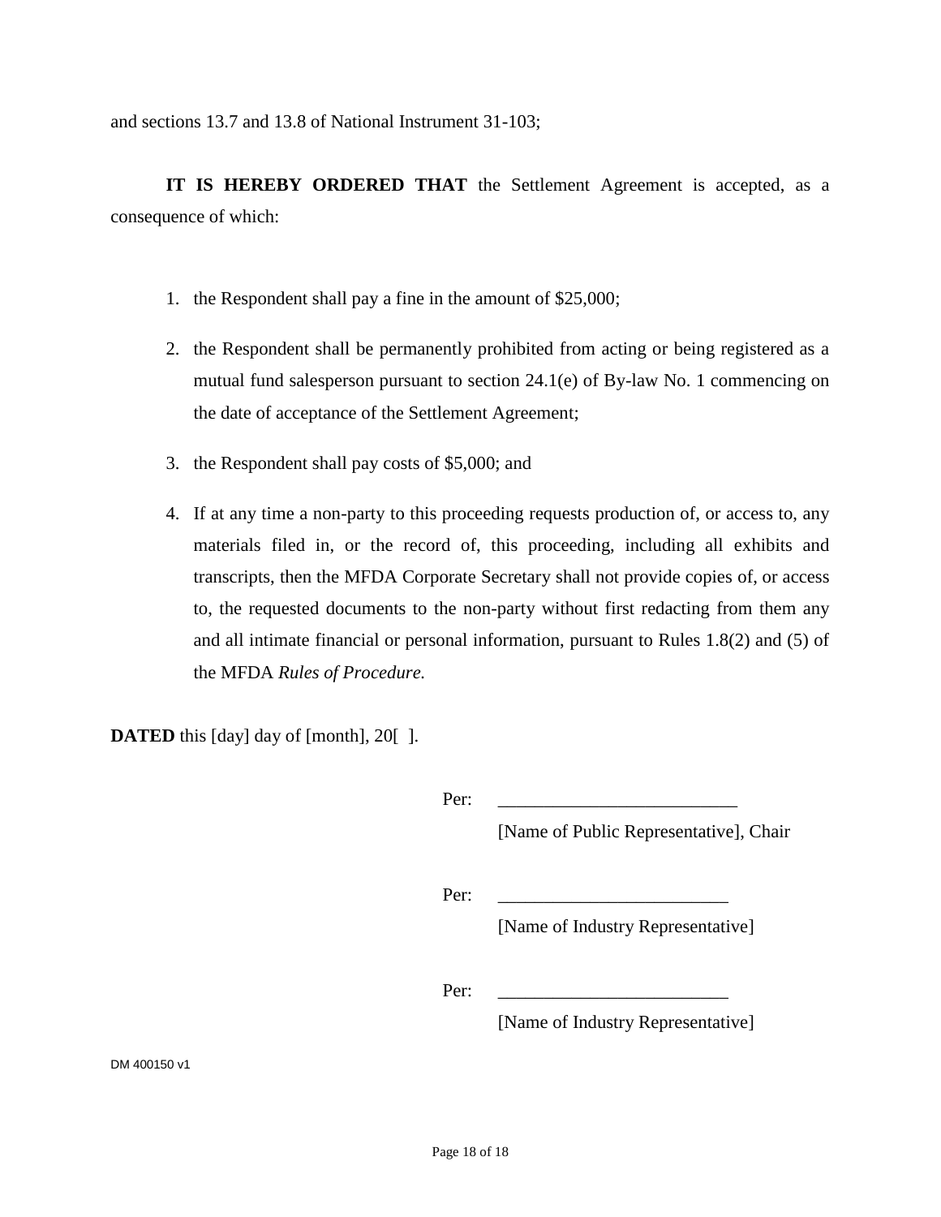and sections 13.7 and 13.8 of National Instrument 31-103;

**IT IS HEREBY ORDERED THAT** the Settlement Agreement is accepted, as a consequence of which:

1. the Respondent shall pay a fine in the amount of $25,000;
2. the Respondent shall be permanently prohibited from acting or being registered as a mutual fund salesperson pursuant to section 24.1(e) of By-law No. 1 commencing on the date of acceptance of the Settlement Agreement;
3. the Respondent shall pay costs of $5,000; and
4. If at any time a non-party to this proceeding requests production of, or access to, any materials filed in, or the record of, this proceeding, including all exhibits and transcripts, then the MFDA Corporate Secretary shall not provide copies of, or access to, the requested documents to the non-party without first redacting from them any and all intimate financial or personal information, pursuant to Rules 1.8(2) and (5) of the MFDA *Rules of Procedure.*

**DATED** this [day] day of [month], 20[ ].

Per: ___________________________
[Name of Public Representative], Chair

Per: ___________________________
[Name of Industry Representative]

Per: ___________________________
[Name of Industry Representative]

DM 400150 v1